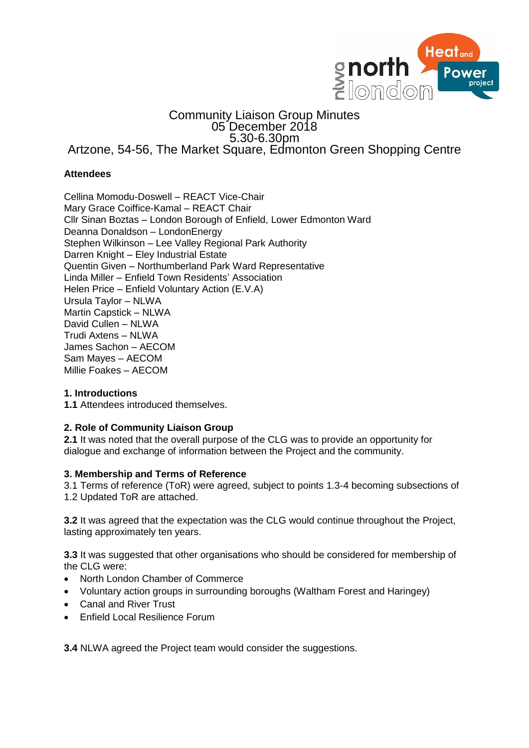# Community Liaison Group Minutes
05 December 2018
5.30-6.30pm
Artzone, 54-56, The Market Square, Edmonton Green Shopping Centre

**Attendees**

Cellina Momodu-Doswell – REACT Vice-Chair
Mary Grace Coiffice-Kamal – REACT Chair
Cllr Sinan Boztas – London Borough of Enfield, Lower Edmonton Ward
Deanna Donaldson – LondonEnergy
Stephen Wilkinson – Lee Valley Regional Park Authority
Darren Knight – Eley Industrial Estate
Quentin Given – Northumberland Park Ward Representative
Linda Miller – Enfield Town Residents' Association
Helen Price – Enfield Voluntary Action (E.V.A)
Ursula Taylor – NLWA
Martin Capstick – NLWA
David Cullen – NLWA
Trudi Axtens – NLWA
James Sachon – AECOM
Sam Mayes – AECOM
Millie Foakes – AECOM

**1. Introductions**
**1.1** Attendees introduced themselves.

**2. Role of Community Liaison Group**
**2.1** It was noted that the overall purpose of the CLG was to provide an opportunity for dialogue and exchange of information between the Project and the community.

**3. Membership and Terms of Reference**
3.1 Terms of reference (ToR) were agreed, subject to points 1.3-4 becoming subsections of 1.2 Updated ToR are attached.

**3.2** It was agreed that the expectation was the CLG would continue throughout the Project, lasting approximately ten years.

**3.3** It was suggested that other organisations who should be considered for membership of the CLG were:

- North London Chamber of Commerce
- Voluntary action groups in surrounding boroughs (Waltham Forest and Haringey)
- Canal and River Trust
- Enfield Local Resilience Forum

**3.4** NLWA agreed the Project team would consider the suggestions.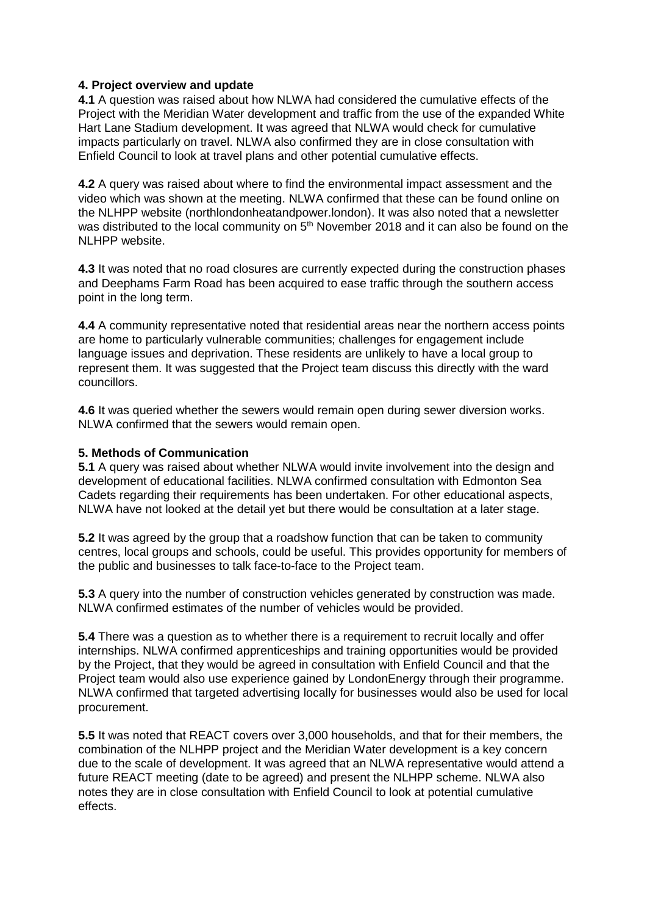## 4. Project overview and update

**4.1** A question was raised about how NLWA had considered the cumulative effects of the Project with the Meridian Water development and traffic from the use of the expanded White Hart Lane Stadium development. It was agreed that NLWA would check for cumulative impacts particularly on travel. NLWA also confirmed they are in close consultation with Enfield Council to look at travel plans and other potential cumulative effects.

**4.2** A query was raised about where to find the environmental impact assessment and the video which was shown at the meeting. NLWA confirmed that these can be found online on the NLHPP website (northlondonheatandpower.london). It was also noted that a newsletter was distributed to the local community on 5th November 2018 and it can also be found on the NLHPP website.

**4.3** It was noted that no road closures are currently expected during the construction phases and Deephams Farm Road has been acquired to ease traffic through the southern access point in the long term.

**4.4** A community representative noted that residential areas near the northern access points are home to particularly vulnerable communities; challenges for engagement include language issues and deprivation. These residents are unlikely to have a local group to represent them. It was suggested that the Project team discuss this directly with the ward councillors.

**4.6** It was queried whether the sewers would remain open during sewer diversion works. NLWA confirmed that the sewers would remain open.

## 5. Methods of Communication

**5.1** A query was raised about whether NLWA would invite involvement into the design and development of educational facilities. NLWA confirmed consultation with Edmonton Sea Cadets regarding their requirements has been undertaken. For other educational aspects, NLWA have not looked at the detail yet but there would be consultation at a later stage.

**5.2** It was agreed by the group that a roadshow function that can be taken to community centres, local groups and schools, could be useful. This provides opportunity for members of the public and businesses to talk face-to-face to the Project team.

**5.3** A query into the number of construction vehicles generated by construction was made. NLWA confirmed estimates of the number of vehicles would be provided.

**5.4** There was a question as to whether there is a requirement to recruit locally and offer internships. NLWA confirmed apprenticeships and training opportunities would be provided by the Project, that they would be agreed in consultation with Enfield Council and that the Project team would also use experience gained by LondonEnergy through their programme. NLWA confirmed that targeted advertising locally for businesses would also be used for local procurement.

**5.5** It was noted that REACT covers over 3,000 households, and that for their members, the combination of the NLHPP project and the Meridian Water development is a key concern due to the scale of development. It was agreed that an NLWA representative would attend a future REACT meeting (date to be agreed) and present the NLHPP scheme. NLWA also notes they are in close consultation with Enfield Council to look at potential cumulative effects.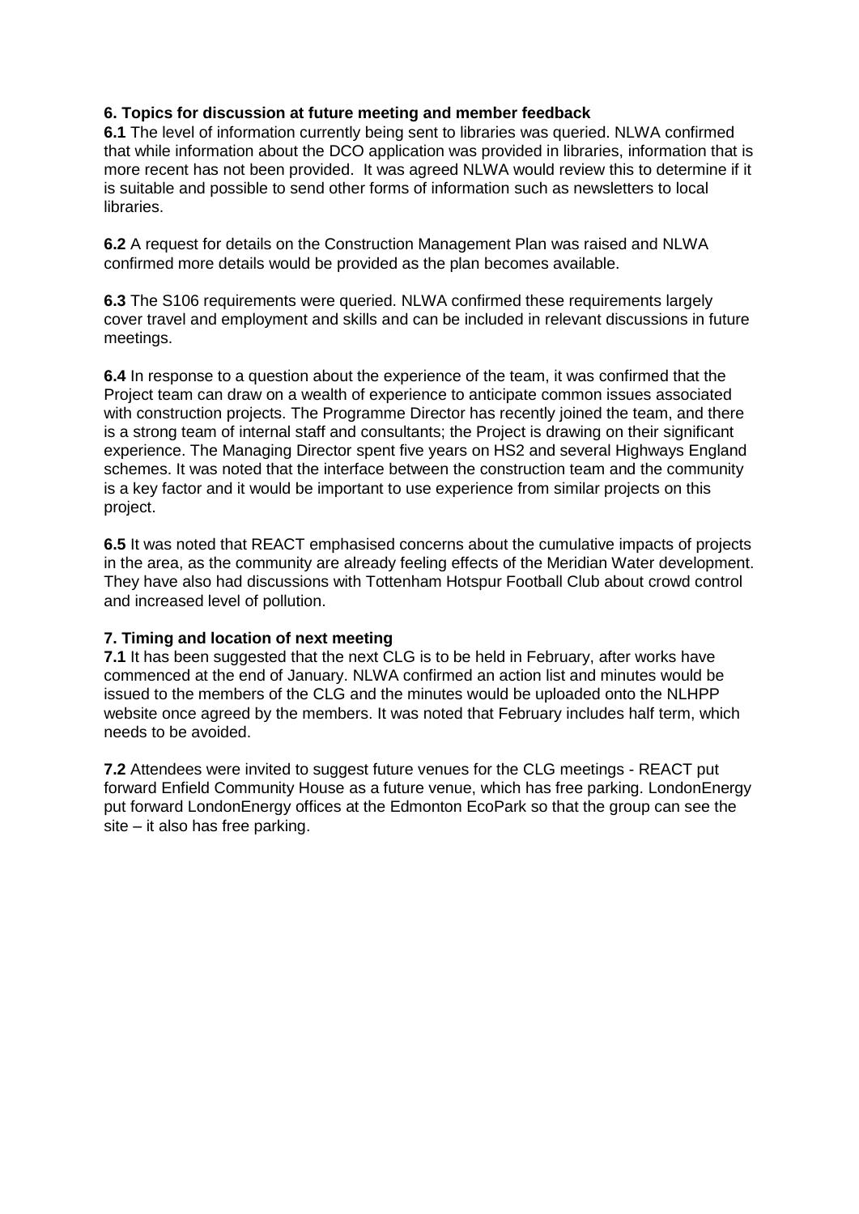**6. Topics for discussion at future meeting and member feedback**

**6.1** The level of information currently being sent to libraries was queried. NLWA confirmed that while information about the DCO application was provided in libraries, information that is more recent has not been provided. It was agreed NLWA would review this to determine if it is suitable and possible to send other forms of information such as newsletters to local libraries.

**6.2** A request for details on the Construction Management Plan was raised and NLWA confirmed more details would be provided as the plan becomes available.

**6.3** The S106 requirements were queried. NLWA confirmed these requirements largely cover travel and employment and skills and can be included in relevant discussions in future meetings.

**6.4** In response to a question about the experience of the team, it was confirmed that the Project team can draw on a wealth of experience to anticipate common issues associated with construction projects. The Programme Director has recently joined the team, and there is a strong team of internal staff and consultants; the Project is drawing on their significant experience. The Managing Director spent five years on HS2 and several Highways England schemes. It was noted that the interface between the construction team and the community is a key factor and it would be important to use experience from similar projects on this project.

**6.5** It was noted that REACT emphasised concerns about the cumulative impacts of projects in the area, as the community are already feeling effects of the Meridian Water development. They have also had discussions with Tottenham Hotspur Football Club about crowd control and increased level of pollution.

**7. Timing and location of next meeting**

**7.1** It has been suggested that the next CLG is to be held in February, after works have commenced at the end of January. NLWA confirmed an action list and minutes would be issued to the members of the CLG and the minutes would be uploaded onto the NLHPP website once agreed by the members. It was noted that February includes half term, which needs to be avoided.

**7.2** Attendees were invited to suggest future venues for the CLG meetings - REACT put forward Enfield Community House as a future venue, which has free parking. LondonEnergy put forward LondonEnergy offices at the Edmonton EcoPark so that the group can see the site – it also has free parking.